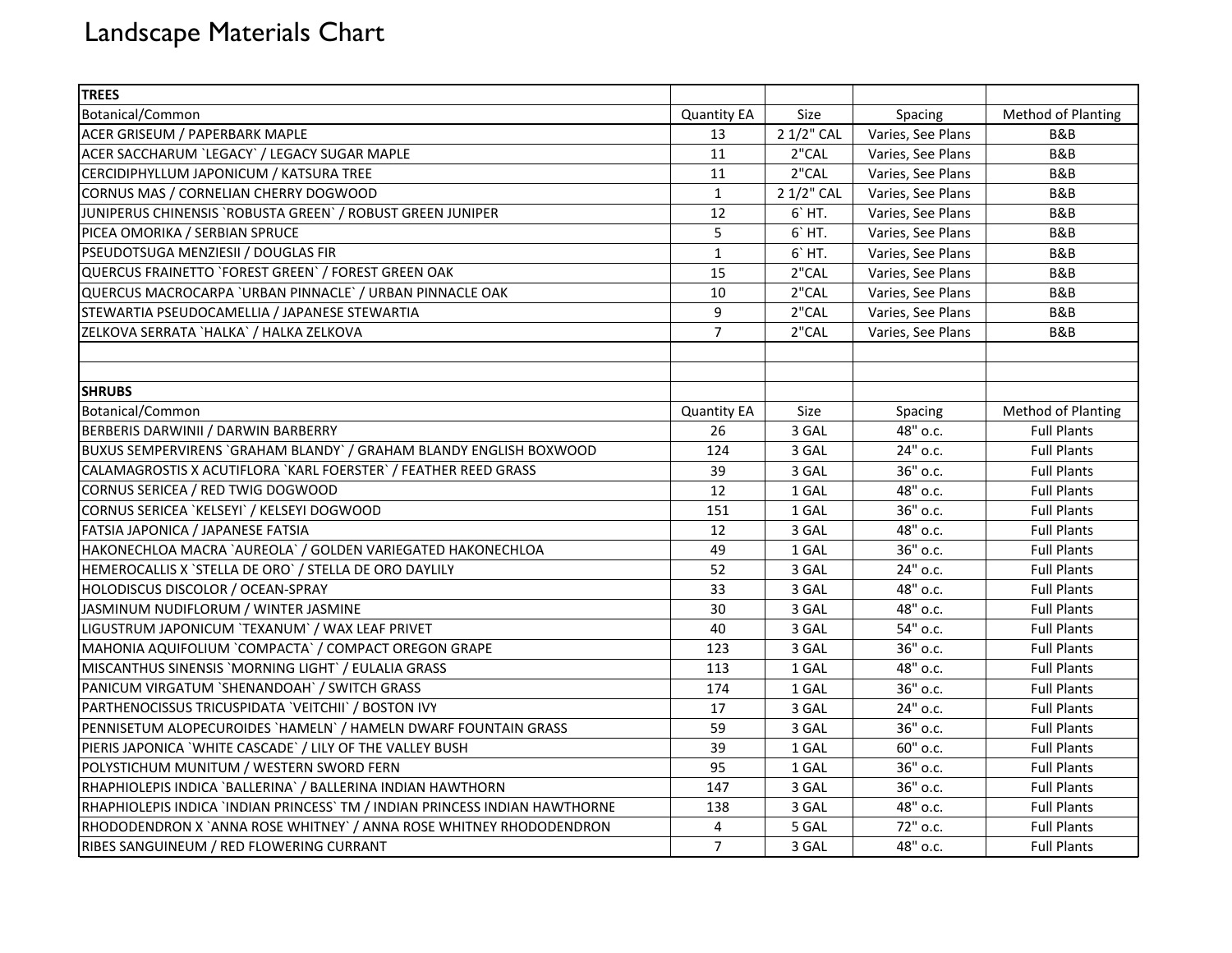# Landscape Materials Chart

| TREES | | | | |
|---|---|---|---|---|
| Botanical/Common | Quantity EA | Size | Spacing | Method of Planting |
| ACER GRISEUM / PAPERBARK MAPLE | 13 | 2 1/2" CAL | Varies, See Plans | B&B |
| ACER SACCHARUM `LEGACY` / LEGACY SUGAR MAPLE | 11 | 2"CAL | Varies, See Plans | B&B |
| CERCIDIPHYLLUM JAPONICUM / KATSURA TREE | 11 | 2"CAL | Varies, See Plans | B&B |
| CORNUS MAS / CORNELIAN CHERRY DOGWOOD | 1 | 2 1/2" CAL | Varies, See Plans | B&B |
| JUNIPERUS CHINENSIS `ROBUSTA GREEN` / ROBUST GREEN JUNIPER | 12 | 6` HT. | Varies, See Plans | B&B |
| PICEA OMORIKA / SERBIAN SPRUCE | 5 | 6` HT. | Varies, See Plans | B&B |
| PSEUDOTSUGA MENZIESII / DOUGLAS FIR | 1 | 6` HT. | Varies, See Plans | B&B |
| QUERCUS FRAINETTO `FOREST GREEN` / FOREST GREEN OAK | 15 | 2"CAL | Varies, See Plans | B&B |
| QUERCUS MACROCARPA `URBAN PINNACLE` / URBAN PINNACLE OAK | 10 | 2"CAL | Varies, See Plans | B&B |
| STEWARTIA PSEUDOCAMELLIA / JAPANESE STEWARTIA | 9 | 2"CAL | Varies, See Plans | B&B |
| ZELKOVA SERRATA `HALKA` / HALKA ZELKOVA | 7 | 2"CAL | Varies, See Plans | B&B |
| | | | | |
| | | | | |
| **SHRUBS** | | | | |
| Botanical/Common | Quantity EA | Size | Spacing | Method of Planting |
| BERBERIS DARWINII / DARWIN BARBERRY | 26 | 3 GAL | 48" o.c. | Full Plants |
| BUXUS SEMPERVIRENS `GRAHAM BLANDY` / GRAHAM BLANDY ENGLISH BOXWOOD | 124 | 3 GAL | 24" o.c. | Full Plants |
| CALAMAGROSTIS X ACUTIFLORA `KARL FOERSTER` / FEATHER REED GRASS | 39 | 3 GAL | 36" o.c. | Full Plants |
| CORNUS SERICEA / RED TWIG DOGWOOD | 12 | 1 GAL | 48" o.c. | Full Plants |
| CORNUS SERICEA `KELSEYI` / KELSEYI DOGWOOD | 151 | 1 GAL | 36" o.c. | Full Plants |
| FATSIA JAPONICA / JAPANESE FATSIA | 12 | 3 GAL | 48" o.c. | Full Plants |
| HAKONECHLOA MACRA `AUREOLA` / GOLDEN VARIEGATED HAKONECHLOA | 49 | 1 GAL | 36" o.c. | Full Plants |
| HEMEROCALLIS X `STELLA DE ORO` / STELLA DE ORO DAYLILY | 52 | 3 GAL | 24" o.c. | Full Plants |
| HOLODISCUS DISCOLOR / OCEAN-SPRAY | 33 | 3 GAL | 48" o.c. | Full Plants |
| JASMINUM NUDIFLORUM / WINTER JASMINE | 30 | 3 GAL | 48" o.c. | Full Plants |
| LIGUSTRUM JAPONICUM `TEXANUM` / WAX LEAF PRIVET | 40 | 3 GAL | 54" o.c. | Full Plants |
| MAHONIA AQUIFOLIUM `COMPACTA` / COMPACT OREGON GRAPE | 123 | 3 GAL | 36" o.c. | Full Plants |
| MISCANTHUS SINENSIS `MORNING LIGHT` / EULALIA GRASS | 113 | 1 GAL | 48" o.c. | Full Plants |
| PANICUM VIRGATUM `SHENANDOAH` / SWITCH GRASS | 174 | 1 GAL | 36" o.c. | Full Plants |
| PARTHENOCISSUS TRICUSPIDATA `VEITCHII` / BOSTON IVY | 17 | 3 GAL | 24" o.c. | Full Plants |
| PENNISETUM ALOPECUROIDES `HAMELN` / HAMELN DWARF FOUNTAIN GRASS | 59 | 3 GAL | 36" o.c. | Full Plants |
| PIERIS JAPONICA `WHITE CASCADE` / LILY OF THE VALLEY BUSH | 39 | 1 GAL | 60" o.c. | Full Plants |
| POLYSTICHUM MUNITUM / WESTERN SWORD FERN | 95 | 1 GAL | 36" o.c. | Full Plants |
| RHAPHIOLEPIS INDICA `BALLERINA` / BALLERINA INDIAN HAWTHORN | 147 | 3 GAL | 36" o.c. | Full Plants |
| RHAPHIOLEPIS INDICA `INDIAN PRINCESS` TM / INDIAN PRINCESS INDIAN HAWTHORNE | 138 | 3 GAL | 48" o.c. | Full Plants |
| RHODODENDRON X `ANNA ROSE WHITNEY` / ANNA ROSE WHITNEY RHODODENDRON | 4 | 5 GAL | 72" o.c. | Full Plants |
| RIBES SANGUINEUM / RED FLOWERING CURRANT | 7 | 3 GAL | 48" o.c. | Full Plants |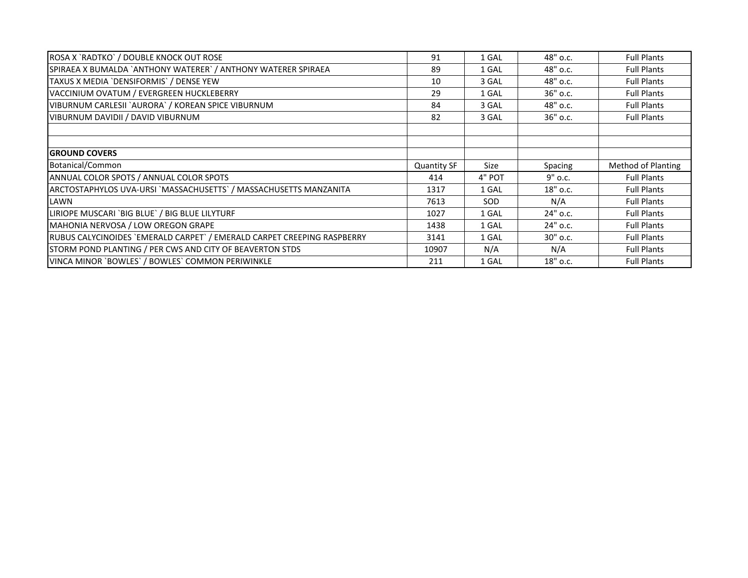| | | | | |
|---|---|---|---|---|
| ROSA X `RADTKO` / DOUBLE KNOCK OUT ROSE | 91 | 1 GAL | 48" o.c. | Full Plants |
| SPIRAEA X BUMALDA `ANTHONY WATERER` / ANTHONY WATERER SPIRAEA | 89 | 1 GAL | 48" o.c. | Full Plants |
| TAXUS X MEDIA `DENSIFORMIS` / DENSE YEW | 10 | 3 GAL | 48" o.c. | Full Plants |
| VACCINIUM OVATUM / EVERGREEN HUCKLEBERRY | 29 | 1 GAL | 36" o.c. | Full Plants |
| VIBURNUM CARLESII `AURORA` / KOREAN SPICE VIBURNUM | 84 | 3 GAL | 48" o.c. | Full Plants |
| VIBURNUM DAVIDII / DAVID VIBURNUM | 82 | 3 GAL | 36" o.c. | Full Plants |
| | | | | |
| | | | | |
| **GROUND COVERS** | | | | |
| Botanical/Common | Quantity SF | Size | Spacing | Method of Planting |
| ANNUAL COLOR SPOTS / ANNUAL COLOR SPOTS | 414 | 4" POT | 9" o.c. | Full Plants |
| ARCTOSTAPHYLOS UVA-URSI `MASSACHUSETTS` / MASSACHUSETTS MANZANITA | 1317 | 1 GAL | 18" o.c. | Full Plants |
| LAWN | 7613 | SOD | N/A | Full Plants |
| LIRIOPE MUSCARI `BIG BLUE` / BIG BLUE LILYTURF | 1027 | 1 GAL | 24" o.c. | Full Plants |
| MAHONIA NERVOSA / LOW OREGON GRAPE | 1438 | 1 GAL | 24" o.c. | Full Plants |
| RUBUS CALYCINOIDES `EMERALD CARPET` / EMERALD CARPET CREEPING RASPBERRY | 3141 | 1 GAL | 30" o.c. | Full Plants |
| STORM POND PLANTING / PER CWS AND CITY OF BEAVERTON STDS | 10907 | N/A | N/A | Full Plants |
| VINCA MINOR `BOWLES` / BOWLES` COMMON PERIWINKLE | 211 | 1 GAL | 18" o.c. | Full Plants |